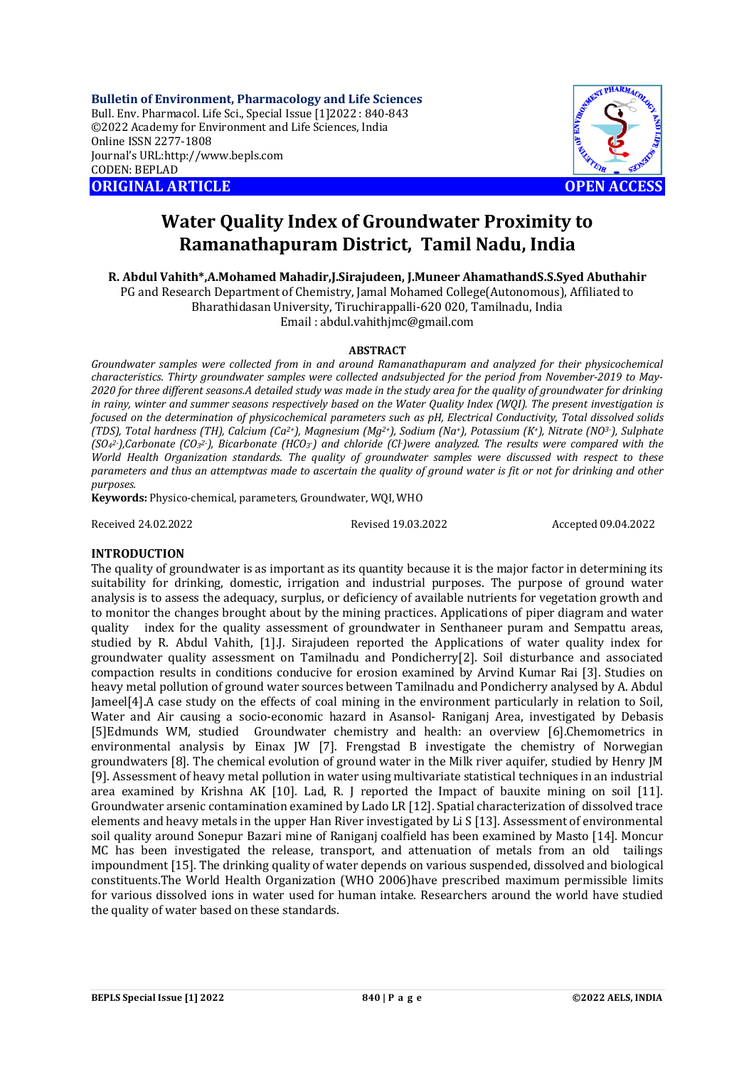**Bulletin of Environment, Pharmacology and Life Sciences**
Bull. Env. Pharmacol. Life Sci., Special Issue [1]2022 : 840-843
©2022 Academy for Environment and Life Sciences, India
Online ISSN 2277-1808
Journal's URL:http://www.bepls.com
CODEN: BEPLAD

**ORIGINAL ARTICLE** **OPEN ACCESS**

# Water Quality Index of Groundwater Proximity to Ramanathapuram District, Tamil Nadu, India

**R. Abdul Vahith*,A.Mohamed Mahadir,J.Sirajudeen, J.Muneer AhamathandS.S.Syed Abuthahir**

PG and Research Department of Chemistry, Jamal Mohamed College(Autonomous), Affiliated to Bharathidasan University, Tiruchirappalli-620 020, Tamilnadu, India
Email : abdul.vahithjmc@gmail.com

## ABSTRACT

*Groundwater samples were collected from in and around Ramanathapuram and analyzed for their physicochemical characteristics. Thirty groundwater samples were collected andsubjected for the period from November-2019 to May-2020 for three different seasons.A detailed study was made in the study area for the quality of groundwater for drinking in rainy, winter and summer seasons respectively based on the Water Quality Index (WQI). The present investigation is focused on the determination of physicochemical parameters such as pH, Electrical Conductivity, Total dissolved solids (TDS), Total hardness (TH), Calcium ($Ca^{2+}$), Magnesium ($Mg^{2+}$), Sodium ($Na^{+}$), Potassium ($K^{+}$), Nitrate ($NO^{3-}$), Sulphate ($SO_4^{2-}$),Carbonate ($CO_3^{2-}$), Bicarbonate ($HCO_3^{-}$) and chloride ($Cl^{-}$)were analyzed. The results were compared with the World Health Organization standards. The quality of groundwater samples were discussed with respect to these parameters and thus an attemptwas made to ascertain the quality of ground water is fit or not for drinking and other purposes.*

**Keywords:** Physico-chemical, parameters, Groundwater, WQI, WHO

Received 24.02.2022 Revised 19.03.2022 Accepted 09.04.2022

## INTRODUCTION

The quality of groundwater is as important as its quantity because it is the major factor in determining its suitability for drinking, domestic, irrigation and industrial purposes. The purpose of ground water analysis is to assess the adequacy, surplus, or deficiency of available nutrients for vegetation growth and to monitor the changes brought about by the mining practices. Applications of piper diagram and water quality index for the quality assessment of groundwater in Senthaneer puram and Sempattu areas, studied by R. Abdul Vahith, [1].J. Sirajudeen reported the Applications of water quality index for groundwater quality assessment on Tamilnadu and Pondicherry[2]. Soil disturbance and associated compaction results in conditions conducive for erosion examined by Arvind Kumar Rai [3]. Studies on heavy metal pollution of ground water sources between Tamilnadu and Pondicherry analysed by A. Abdul Jameel[4].A case study on the effects of coal mining in the environment particularly in relation to Soil, Water and Air causing a socio-economic hazard in Asansol- Raniganj Area, investigated by Debasis [5]Edmunds WM, studied Groundwater chemistry and health: an overview [6].Chemometrics in environmental analysis by Einax JW [7]. Frengstad B investigate the chemistry of Norwegian groundwaters [8]. The chemical evolution of ground water in the Milk river aquifer, studied by Henry JM [9]. Assessment of heavy metal pollution in water using multivariate statistical techniques in an industrial area examined by Krishna AK [10]. Lad, R. J reported the Impact of bauxite mining on soil [11]. Groundwater arsenic contamination examined by Lado LR [12]. Spatial characterization of dissolved trace elements and heavy metals in the upper Han River investigated by Li S [13]. Assessment of environmental soil quality around Sonepur Bazari mine of Raniganj coalfield has been examined by Masto [14]. Moncur MC has been investigated the release, transport, and attenuation of metals from an old tailings impoundment [15]. The drinking quality of water depends on various suspended, dissolved and biological constituents.The World Health Organization (WHO 2006)have prescribed maximum permissible limits for various dissolved ions in water used for human intake. Researchers around the world have studied the quality of water based on these standards.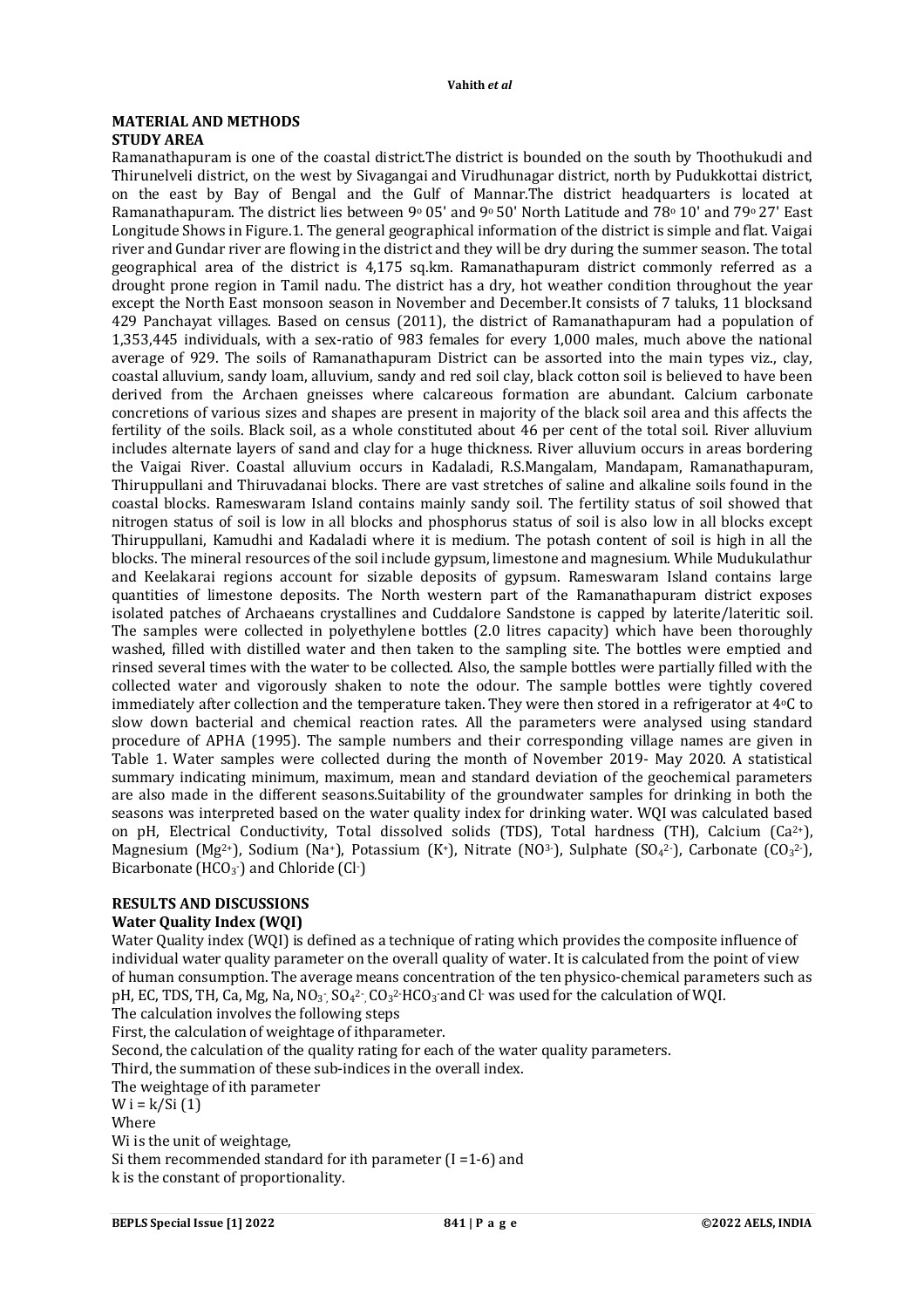## MATERIAL AND METHODS

### STUDY AREA

Ramanathapuram is one of the coastal district.The district is bounded on the south by Thoothukudi and Thirunelveli district, on the west by Sivagangai and Virudhunagar district, north by Pudukkottai district, on the east by Bay of Bengal and the Gulf of Mannar.The district headquarters is located at Ramanathapuram. The district lies between 9° 05' and 9° 50' North Latitude and 78° 10' and 79° 27' East Longitude Shows in Figure.1. The general geographical information of the district is simple and flat. Vaigai river and Gundar river are flowing in the district and they will be dry during the summer season. The total geographical area of the district is 4,175 sq.km. Ramanathapuram district commonly referred as a drought prone region in Tamil nadu. The district has a dry, hot weather condition throughout the year except the North East monsoon season in November and December.It consists of 7 taluks, 11 blocksand 429 Panchayat villages. Based on census (2011), the district of Ramanathapuram had a population of 1,353,445 individuals, with a sex-ratio of 983 females for every 1,000 males, much above the national average of 929. The soils of Ramanathapuram District can be assorted into the main types viz., clay, coastal alluvium, sandy loam, alluvium, sandy and red soil clay, black cotton soil is believed to have been derived from the Archaen gneisses where calcareous formation are abundant. Calcium carbonate concretions of various sizes and shapes are present in majority of the black soil area and this affects the fertility of the soils. Black soil, as a whole constituted about 46 per cent of the total soil. River alluvium includes alternate layers of sand and clay for a huge thickness. River alluvium occurs in areas bordering the Vaigai River. Coastal alluvium occurs in Kadaladi, R.S.Mangalam, Mandapam, Ramanathapuram, Thiruppullani and Thiruvadanai blocks. There are vast stretches of saline and alkaline soils found in the coastal blocks. Rameswaram Island contains mainly sandy soil. The fertility status of soil showed that nitrogen status of soil is low in all blocks and phosphorus status of soil is also low in all blocks except Thiruppullani, Kamudhi and Kadaladi where it is medium. The potash content of soil is high in all the blocks. The mineral resources of the soil include gypsum, limestone and magnesium. While Mudukulathur and Keelakarai regions account for sizable deposits of gypsum. Rameswaram Island contains large quantities of limestone deposits. The North western part of the Ramanathapuram district exposes isolated patches of Archaeans crystallines and Cuddalore Sandstone is capped by laterite/lateritic soil. The samples were collected in polyethylene bottles (2.0 litres capacity) which have been thoroughly washed, filled with distilled water and then taken to the sampling site. The bottles were emptied and rinsed several times with the water to be collected. Also, the sample bottles were partially filled with the collected water and vigorously shaken to note the odour. The sample bottles were tightly covered immediately after collection and the temperature taken. They were then stored in a refrigerator at 4°C to slow down bacterial and chemical reaction rates. All the parameters were analysed using standard procedure of APHA (1995). The sample numbers and their corresponding village names are given in Table 1. Water samples were collected during the month of November 2019- May 2020. A statistical summary indicating minimum, maximum, mean and standard deviation of the geochemical parameters are also made in the different seasons.Suitability of the groundwater samples for drinking in both the seasons was interpreted based on the water quality index for drinking water. WQI was calculated based on pH, Electrical Conductivity, Total dissolved solids (TDS), Total hardness (TH), Calcium ($Ca^{2+}$), Magnesium ($Mg^{2+}$), Sodium ($Na^{+}$), Potassium ($K^{+}$), Nitrate ($NO^{3-}$), Sulphate ($SO_4^{2-}$), Carbonate ($CO_3^{2-}$), Bicarbonate ($HCO_3^{-}$) and Chloride ($Cl^{-}$)

## RESULTS AND DISCUSSIONS

### Water Quality Index (WQI)

Water Quality index (WQI) is defined as a technique of rating which provides the composite influence of individual water quality parameter on the overall quality of water. It is calculated from the point of view of human consumption. The average means concentration of the ten physico-chemical parameters such as pH, EC, TDS, TH, Ca, Mg, Na, $NO_3^{-}$, $SO_4^{2-}$, $CO_3^{2-}$ $HCO_3^{-}$ and $Cl^{-}$ was used for the calculation of WQI.

The calculation involves the following steps

First, the calculation of weightage of ithparameter.

Second, the calculation of the quality rating for each of the water quality parameters.

Third, the summation of these sub-indices in the overall index.

The weightage of ith parameter

$W_i = k/S_i$ (1)

Where

$W_i$ is the unit of weightage,

$S_i$ them recommended standard for ith parameter (I =1-6) and

k is the constant of proportionality.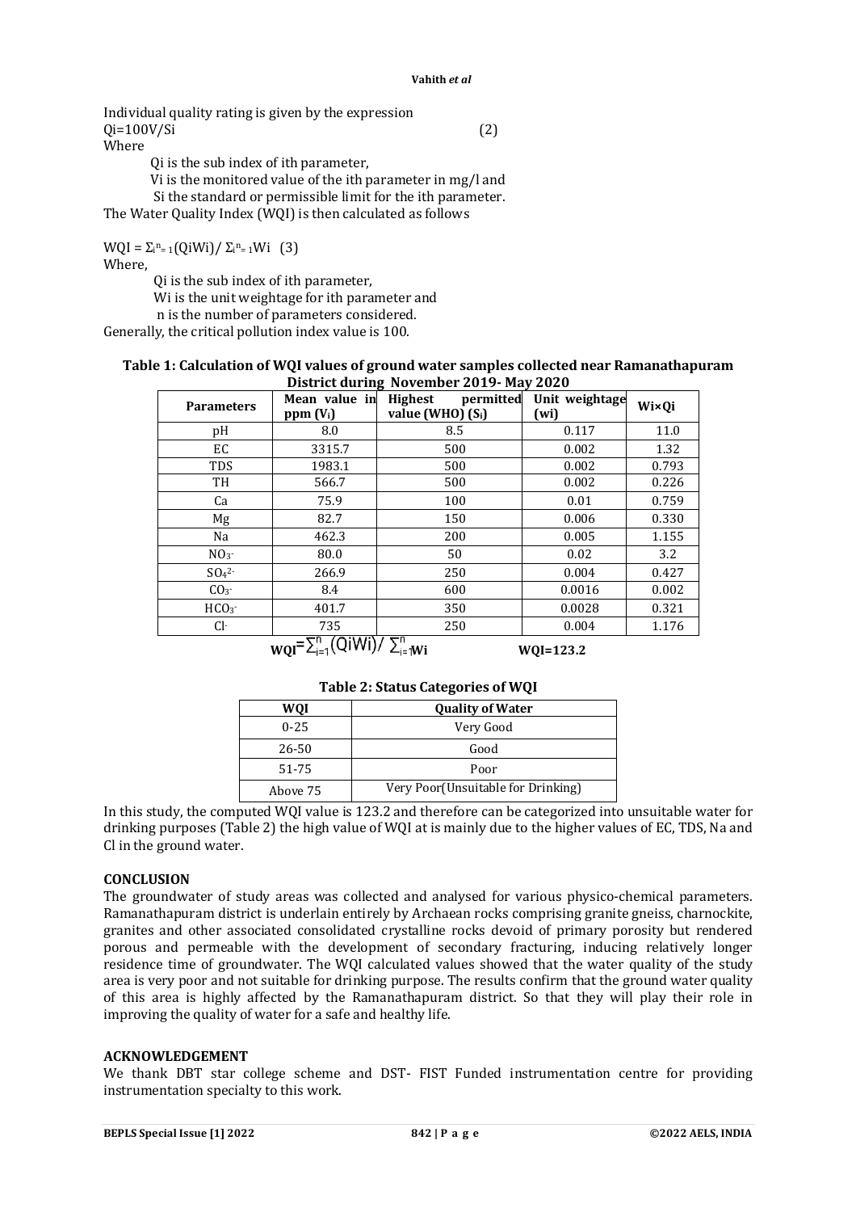Individual quality rating is given by the expression

$$Q_i = 100 V/S_i \quad (2)$$

Where

$Q_i$ is the sub index of ith parameter,
$V_i$ is the monitored value of the ith parameter in mg/l and
$S_i$ the standard or permissible limit for the ith parameter.

The Water Quality Index (WQI) is then calculated as follows

$$WQI = \Sigma_{i=1}^{n}(Q_iW_i)/\Sigma_{i=1}^{n}W_i \quad (3)$$

Where,

$Q_i$ is the sub index of ith parameter,
$W_i$ is the unit weightage for ith parameter and
n is the number of parameters considered.

Generally, the critical pollution index value is 100.

**Table 1: Calculation of WQI values of ground water samples collected near Ramanathapuram District during November 2019- May 2020**

| Parameters | Mean value in ppm ($V_i$) | Highest permitted value (WHO) ($S_i$) | Unit weightage (wi) | Wi×Qi |
|---|---|---|---|---|
| pH | 8.0 | 8.5 | 0.117 | 11.0 |
| EC | 3315.7 | 500 | 0.002 | 1.32 |
| TDS | 1983.1 | 500 | 0.002 | 0.793 |
| TH | 566.7 | 500 | 0.002 | 0.226 |
| Ca | 75.9 | 100 | 0.01 | 0.759 |
| Mg | 82.7 | 150 | 0.006 | 0.330 |
| Na | 462.3 | 200 | 0.005 | 1.155 |
| $NO_3^-$ | 80.0 | 50 | 0.02 | 3.2 |
| $SO_4^{2-}$ | 266.9 | 250 | 0.004 | 0.427 |
| $CO_3^-$ | 8.4 | 600 | 0.0016 | 0.002 |
| $HCO_3^-$ | 401.7 | 350 | 0.0028 | 0.321 |
| $Cl^-$ | 735 | 250 | 0.004 | 1.176 |

$WQI = \sum_{i=1}^{n}(Q_iW_i)/\sum_{i=1}^{n}W_i$ **WQI=123.2**

**Table 2: Status Categories of WQI**

| WQI | Quality of Water |
|---|---|
| 0-25 | Very Good |
| 26-50 | Good |
| 51-75 | Poor |
| Above 75 | Very Poor(Unsuitable for Drinking) |

In this study, the computed WQI value is 123.2 and therefore can be categorized into unsuitable water for drinking purposes (Table 2) the high value of WQI at is mainly due to the higher values of EC, TDS, Na and Cl in the ground water.

## CONCLUSION

The groundwater of study areas was collected and analysed for various physico-chemical parameters. Ramanathapuram district is underlain entirely by Archaean rocks comprising granite gneiss, charnockite, granites and other associated consolidated crystalline rocks devoid of primary porosity but rendered porous and permeable with the development of secondary fracturing, inducing relatively longer residence time of groundwater. The WQI calculated values showed that the water quality of the study area is very poor and not suitable for drinking purpose. The results confirm that the ground water quality of this area is highly affected by the Ramanathapuram district. So that they will play their role in improving the quality of water for a safe and healthy life.

## ACKNOWLEDGEMENT

We thank DBT star college scheme and DST- FIST Funded instrumentation centre for providing instrumentation specialty to this work.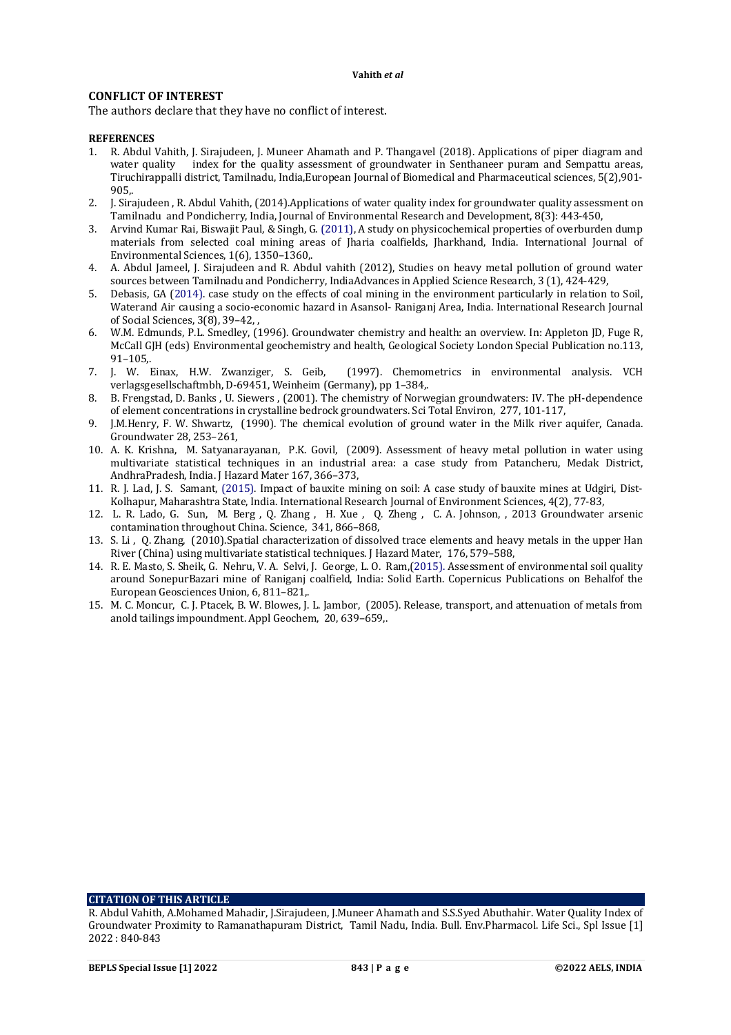## CONFLICT OF INTEREST

The authors declare that they have no conflict of interest.

## REFERENCES

1. R. Abdul Vahith, J. Sirajudeen, J. Muneer Ahamath and P. Thangavel (2018). Applications of piper diagram and water quality index for the quality assessment of groundwater in Senthaneer puram and Sempattu areas, Tiruchirappalli district, Tamilnadu, India,European Journal of Biomedical and Pharmaceutical sciences, 5(2),901-905,.
2. J. Sirajudeen , R. Abdul Vahith, (2014).Applications of water quality index for groundwater quality assessment on Tamilnadu and Pondicherry, India, Journal of Environmental Research and Development, 8(3): 443-450,
3. Arvind Kumar Rai, Biswajit Paul, & Singh, G. (2011), A study on physicochemical properties of overburden dump materials from selected coal mining areas of Jharia coalfields, Jharkhand, India. International Journal of Environmental Sciences, 1(6), 1350–1360,.
4. A. Abdul Jameel, J. Sirajudeen and R. Abdul vahith (2012), Studies on heavy metal pollution of ground water sources between Tamilnadu and Pondicherry, IndiaAdvances in Applied Science Research, 3 (1), 424-429,
5. Debasis, GA (2014). case study on the effects of coal mining in the environment particularly in relation to Soil, Waterand Air causing a socio-economic hazard in Asansol- Raniganj Area, India. International Research Journal of Social Sciences, 3(8), 39–42, ,
6. W.M. Edmunds, P.L. Smedley, (1996). Groundwater chemistry and health: an overview. In: Appleton JD, Fuge R, McCall GJH (eds) Environmental geochemistry and health, Geological Society London Special Publication no.113, 91–105,.
7. J. W. Einax, H.W. Zwanziger, S. Geib, (1997). Chemometrics in environmental analysis. VCH verlagsgesellschaftmbh, D-69451, Weinheim (Germany), pp 1–384,.
8. B. Frengstad, D. Banks , U. Siewers , (2001). The chemistry of Norwegian groundwaters: IV. The pH-dependence of element concentrations in crystalline bedrock groundwaters. Sci Total Environ, 277, 101-117,
9. J.M.Henry, F. W. Shwartz, (1990). The chemical evolution of ground water in the Milk river aquifer, Canada. Groundwater 28, 253–261,
10. A. K. Krishna, M. Satyanarayanan, P.K. Govil, (2009). Assessment of heavy metal pollution in water using multivariate statistical techniques in an industrial area: a case study from Patancheru, Medak District, AndhraPradesh, India. J Hazard Mater 167, 366–373,
11. R. J. Lad, J. S. Samant, (2015). Impact of bauxite mining on soil: A case study of bauxite mines at Udgiri, Dist- Kolhapur, Maharashtra State, India. International Research Journal of Environment Sciences, 4(2), 77-83,
12. L. R. Lado, G. Sun, M. Berg , Q. Zhang , H. Xue , Q. Zheng , C. A. Johnson, , 2013 Groundwater arsenic contamination throughout China. Science, 341, 866–868,
13. S. Li , Q. Zhang, (2010).Spatial characterization of dissolved trace elements and heavy metals in the upper Han River (China) using multivariate statistical techniques. J Hazard Mater, 176, 579–588,
14. R. E. Masto, S. Sheik, G. Nehru, V. A. Selvi, J. George, L. O. Ram,(2015). Assessment of environmental soil quality around SonepurBazari mine of Raniganj coalfield, India: Solid Earth. Copernicus Publications on Behalfof the European Geosciences Union, 6, 811–821,.
15. M. C. Moncur, C. J. Ptacek, B. W. Blowes, J. L. Jambor, (2005). Release, transport, and attenuation of metals from anold tailings impoundment. Appl Geochem, 20, 639–659,.

**CITATION OF THIS ARTICLE**

R. Abdul Vahith, A.Mohamed Mahadir, J.Sirajudeen, J.Muneer Ahamath and S.S.Syed Abuthahir. Water Quality Index of Groundwater Proximity to Ramanathapuram District, Tamil Nadu, India. Bull. Env.Pharmacol. Life Sci., Spl Issue [1] 2022 : 840-843